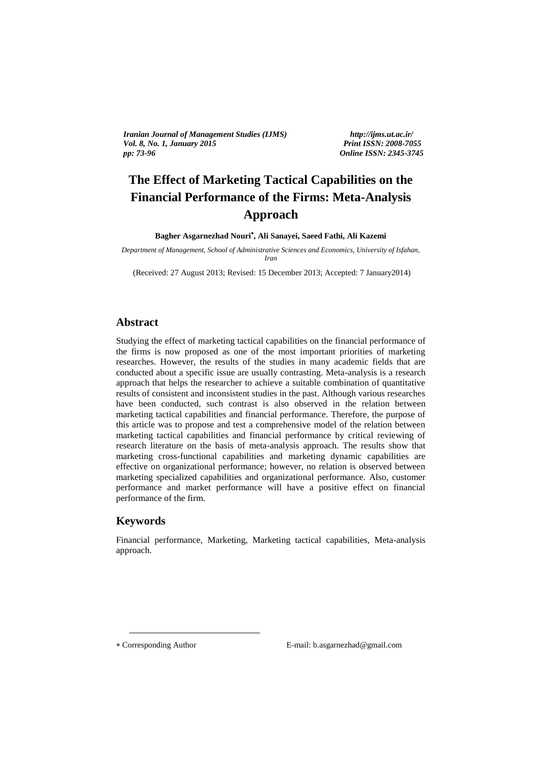# The Effect of Marketing Tactical Capabilities on the Financial Performance of the Firms: Meta-Analysis Approach

**Bagher Asgarnezhad Nouri[*], Ali Sanayei, Saeed Fathi, Ali Kazemi**

*Department of Management, School of Administrative Sciences and Economics, University of Isfahan, Iran*

(Received: 27 August 2013; Revised: 15 December 2013; Accepted: 7 January2014)

## Abstract

Studying the effect of marketing tactical capabilities on the financial performance of the firms is now proposed as one of the most important priorities of marketing researches. However, the results of the studies in many academic fields that are conducted about a specific issue are usually contrasting. Meta-analysis is a research approach that helps the researcher to achieve a suitable combination of quantitative results of consistent and inconsistent studies in the past. Although various researches have been conducted, such contrast is also observed in the relation between marketing tactical capabilities and financial performance. Therefore, the purpose of this article was to propose and test a comprehensive model of the relation between marketing tactical capabilities and financial performance by critical reviewing of research literature on the basis of meta-analysis approach. The results show that marketing cross-functional capabilities and marketing dynamic capabilities are effective on organizational performance; however, no relation is observed between marketing specialized capabilities and organizational performance. Also, customer performance and market performance will have a positive effect on financial performance of the firm.

## Keywords

Financial performance, Marketing, Marketing tactical capabilities, Meta-analysis approach.

---

[*] Corresponding Author E-mail: b.asgarnezhad@gmail.com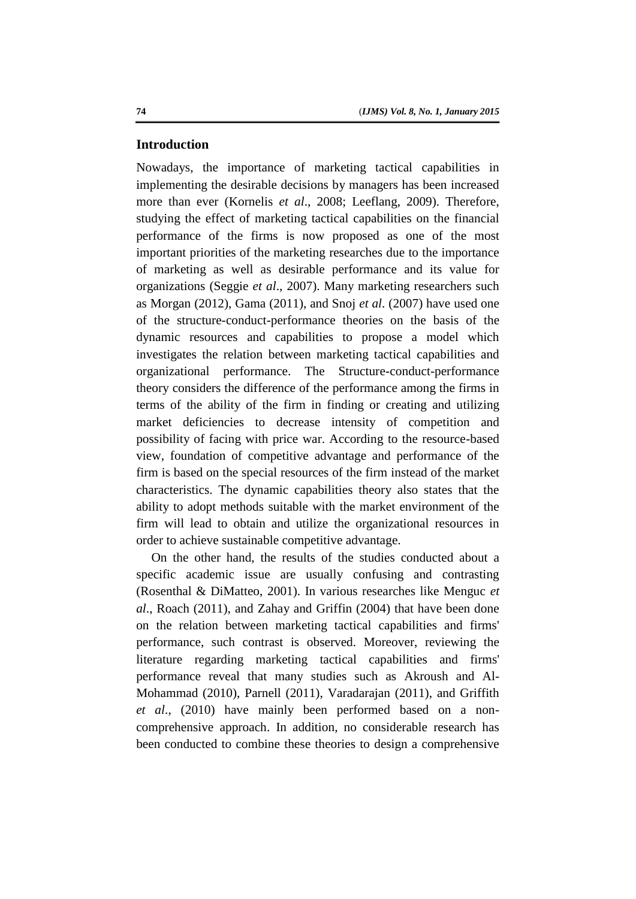## Introduction

Nowadays, the importance of marketing tactical capabilities in implementing the desirable decisions by managers has been increased more than ever (Kornelis *et al*., 2008; Leeflang, 2009). Therefore, studying the effect of marketing tactical capabilities on the financial performance of the firms is now proposed as one of the most important priorities of the marketing researches due to the importance of marketing as well as desirable performance and its value for organizations (Seggie *et al*., 2007). Many marketing researchers such as Morgan (2012), Gama (2011), and Snoj *et al*. (2007) have used one of the structure-conduct-performance theories on the basis of the dynamic resources and capabilities to propose a model which investigates the relation between marketing tactical capabilities and organizational performance. The Structure-conduct-performance theory considers the difference of the performance among the firms in terms of the ability of the firm in finding or creating and utilizing market deficiencies to decrease intensity of competition and possibility of facing with price war. According to the resource-based view, foundation of competitive advantage and performance of the firm is based on the special resources of the firm instead of the market characteristics. The dynamic capabilities theory also states that the ability to adopt methods suitable with the market environment of the firm will lead to obtain and utilize the organizational resources in order to achieve sustainable competitive advantage.

On the other hand, the results of the studies conducted about a specific academic issue are usually confusing and contrasting (Rosenthal & DiMatteo, 2001). In various researches like Menguc *et al*., Roach (2011), and Zahay and Griffin (2004) that have been done on the relation between marketing tactical capabilities and firms' performance, such contrast is observed. Moreover, reviewing the literature regarding marketing tactical capabilities and firms' performance reveal that many studies such as Akroush and Al-Mohammad (2010), Parnell (2011), Varadarajan (2011), and Griffith *et al*., (2010) have mainly been performed based on a non-comprehensive approach. In addition, no considerable research has been conducted to combine these theories to design a comprehensive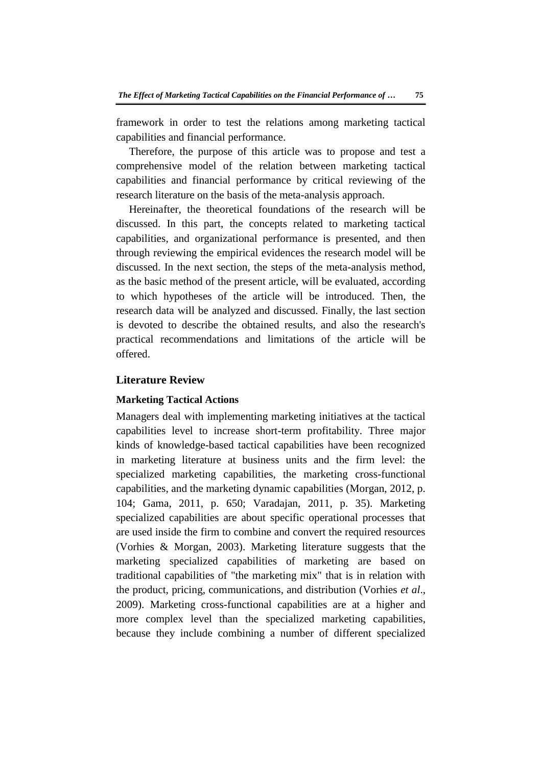framework in order to test the relations among marketing tactical capabilities and financial performance.

Therefore, the purpose of this article was to propose and test a comprehensive model of the relation between marketing tactical capabilities and financial performance by critical reviewing of the research literature on the basis of the meta-analysis approach.

Hereinafter, the theoretical foundations of the research will be discussed. In this part, the concepts related to marketing tactical capabilities, and organizational performance is presented, and then through reviewing the empirical evidences the research model will be discussed. In the next section, the steps of the meta-analysis method, as the basic method of the present article, will be evaluated, according to which hypotheses of the article will be introduced. Then, the research data will be analyzed and discussed. Finally, the last section is devoted to describe the obtained results, and also the research's practical recommendations and limitations of the article will be offered.

## Literature Review

### Marketing Tactical Actions

Managers deal with implementing marketing initiatives at the tactical capabilities level to increase short-term profitability. Three major kinds of knowledge-based tactical capabilities have been recognized in marketing literature at business units and the firm level: the specialized marketing capabilities, the marketing cross-functional capabilities, and the marketing dynamic capabilities (Morgan, 2012, p. 104; Gama, 2011, p. 650; Varadajan, 2011, p. 35). Marketing specialized capabilities are about specific operational processes that are used inside the firm to combine and convert the required resources (Vorhies & Morgan, 2003). Marketing literature suggests that the marketing specialized capabilities of marketing are based on traditional capabilities of "the marketing mix" that is in relation with the product, pricing, communications, and distribution (Vorhies *et al*., 2009). Marketing cross-functional capabilities are at a higher and more complex level than the specialized marketing capabilities, because they include combining a number of different specialized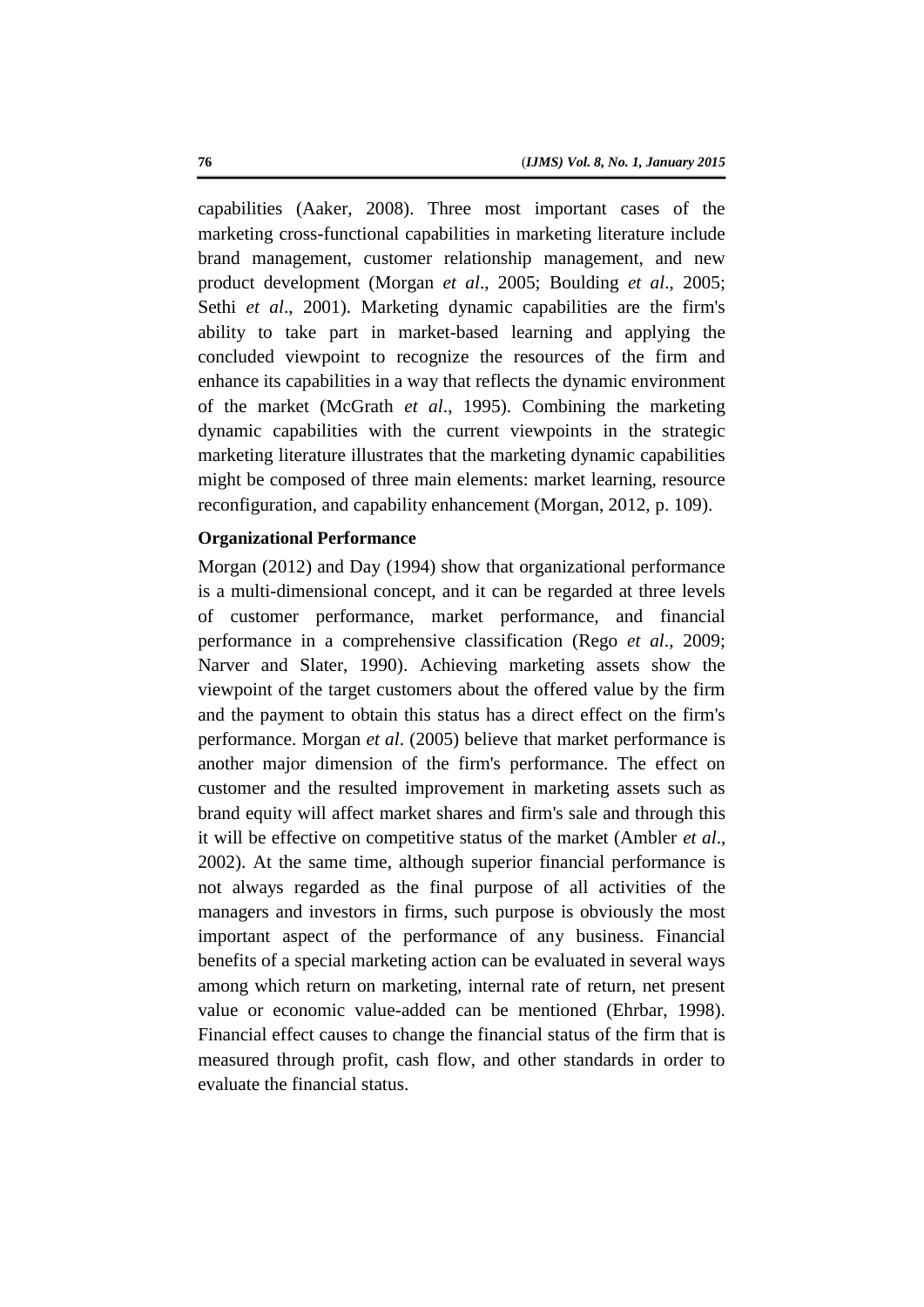capabilities (Aaker, 2008). Three most important cases of the marketing cross-functional capabilities in marketing literature include brand management, customer relationship management, and new product development (Morgan *et al*., 2005; Boulding *et al*., 2005; Sethi *et al*., 2001). Marketing dynamic capabilities are the firm's ability to take part in market-based learning and applying the concluded viewpoint to recognize the resources of the firm and enhance its capabilities in a way that reflects the dynamic environment of the market (McGrath *et al*., 1995). Combining the marketing dynamic capabilities with the current viewpoints in the strategic marketing literature illustrates that the marketing dynamic capabilities might be composed of three main elements: market learning, resource reconfiguration, and capability enhancement (Morgan, 2012, p. 109).

**Organizational Performance**

Morgan (2012) and Day (1994) show that organizational performance is a multi-dimensional concept, and it can be regarded at three levels of customer performance, market performance, and financial performance in a comprehensive classification (Rego *et al*., 2009; Narver and Slater, 1990). Achieving marketing assets show the viewpoint of the target customers about the offered value by the firm and the payment to obtain this status has a direct effect on the firm's performance. Morgan *et al*. (2005) believe that market performance is another major dimension of the firm's performance. The effect on customer and the resulted improvement in marketing assets such as brand equity will affect market shares and firm's sale and through this it will be effective on competitive status of the market (Ambler *et al*., 2002). At the same time, although superior financial performance is not always regarded as the final purpose of all activities of the managers and investors in firms, such purpose is obviously the most important aspect of the performance of any business. Financial benefits of a special marketing action can be evaluated in several ways among which return on marketing, internal rate of return, net present value or economic value-added can be mentioned (Ehrbar, 1998). Financial effect causes to change the financial status of the firm that is measured through profit, cash flow, and other standards in order to evaluate the financial status.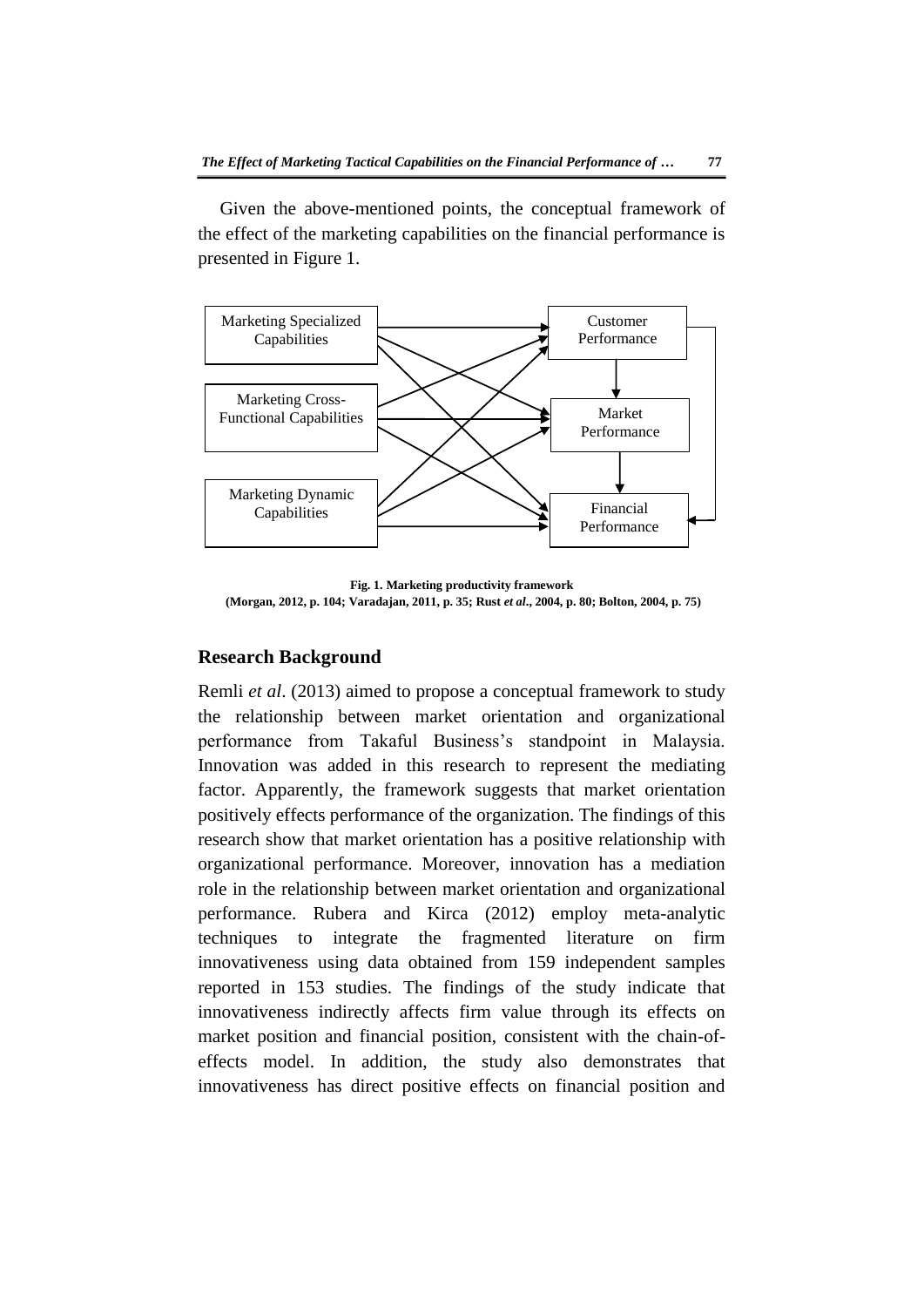Given the above-mentioned points, the conceptual framework of the effect of the marketing capabilities on the financial performance is presented in Figure 1.

Marketing Specialized Capabilities

Marketing Cross-Functional Capabilities

Marketing Dynamic Capabilities

Customer Performance

Market Performance

Financial Performance

**Fig. 1. Marketing productivity framework**
**(Morgan, 2012, p. 104; Varadajan, 2011, p. 35; Rust *et al*., 2004, p. 80; Bolton, 2004, p. 75)**

## Research Background

Remli *et al*. (2013) aimed to propose a conceptual framework to study the relationship between market orientation and organizational performance from Takaful Business's standpoint in Malaysia. Innovation was added in this research to represent the mediating factor. Apparently, the framework suggests that market orientation positively effects performance of the organization. The findings of this research show that market orientation has a positive relationship with organizational performance. Moreover, innovation has a mediation role in the relationship between market orientation and organizational performance. Rubera and Kirca (2012) employ meta-analytic techniques to integrate the fragmented literature on firm innovativeness using data obtained from 159 independent samples reported in 153 studies. The findings of the study indicate that innovativeness indirectly affects firm value through its effects on market position and financial position, consistent with the chain-of-effects model. In addition, the study also demonstrates that innovativeness has direct positive effects on financial position and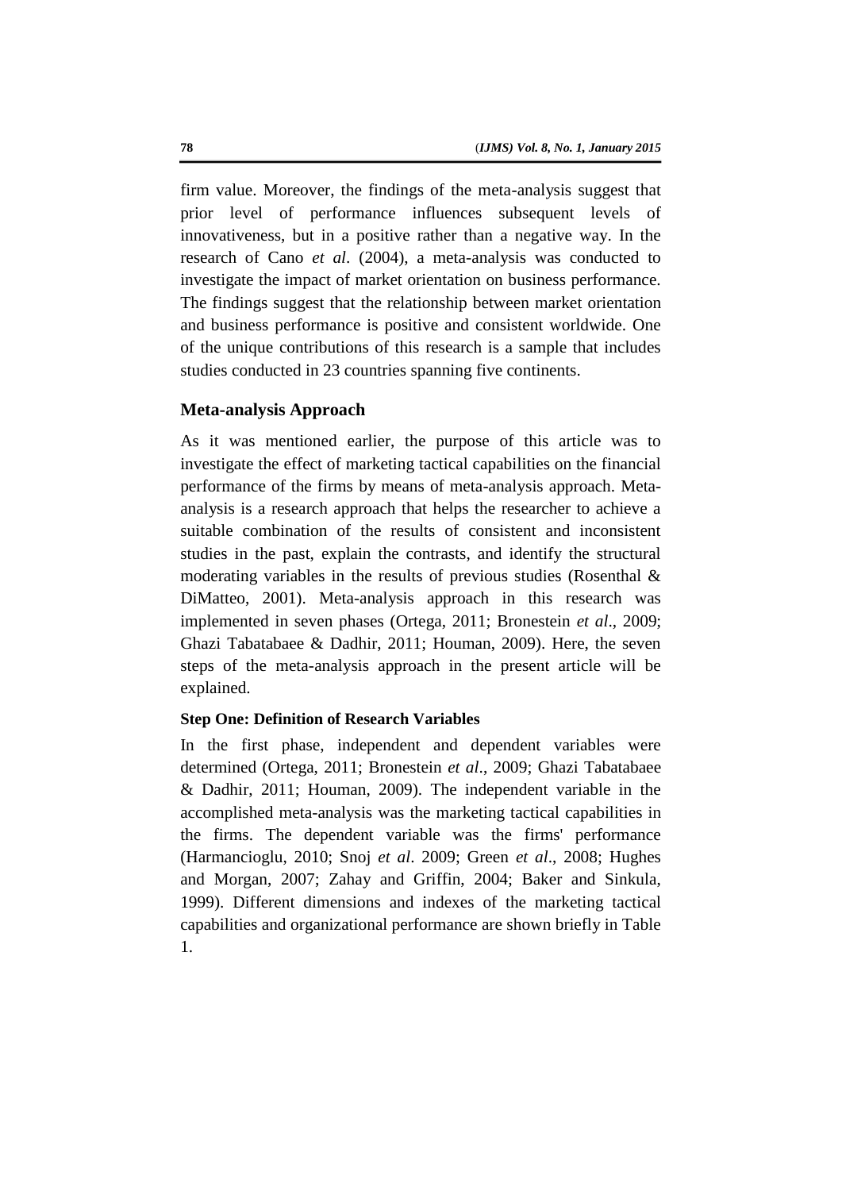firm value. Moreover, the findings of the meta-analysis suggest that prior level of performance influences subsequent levels of innovativeness, but in a positive rather than a negative way. In the research of Cano *et al*. (2004), a meta-analysis was conducted to investigate the impact of market orientation on business performance. The findings suggest that the relationship between market orientation and business performance is positive and consistent worldwide. One of the unique contributions of this research is a sample that includes studies conducted in 23 countries spanning five continents.

## Meta-analysis Approach

As it was mentioned earlier, the purpose of this article was to investigate the effect of marketing tactical capabilities on the financial performance of the firms by means of meta-analysis approach. Meta-analysis is a research approach that helps the researcher to achieve a suitable combination of the results of consistent and inconsistent studies in the past, explain the contrasts, and identify the structural moderating variables in the results of previous studies (Rosenthal & DiMatteo, 2001). Meta-analysis approach in this research was implemented in seven phases (Ortega, 2011; Bronestein *et al*., 2009; Ghazi Tabatabaee & Dadhir, 2011; Houman, 2009). Here, the seven steps of the meta-analysis approach in the present article will be explained.

### Step One: Definition of Research Variables

In the first phase, independent and dependent variables were determined (Ortega, 2011; Bronestein *et al*., 2009; Ghazi Tabatabaee & Dadhir, 2011; Houman, 2009). The independent variable in the accomplished meta-analysis was the marketing tactical capabilities in the firms. The dependent variable was the firms' performance (Harmancioglu, 2010; Snoj *et al*. 2009; Green *et al*., 2008; Hughes and Morgan, 2007; Zahay and Griffin, 2004; Baker and Sinkula, 1999). Different dimensions and indexes of the marketing tactical capabilities and organizational performance are shown briefly in Table 1.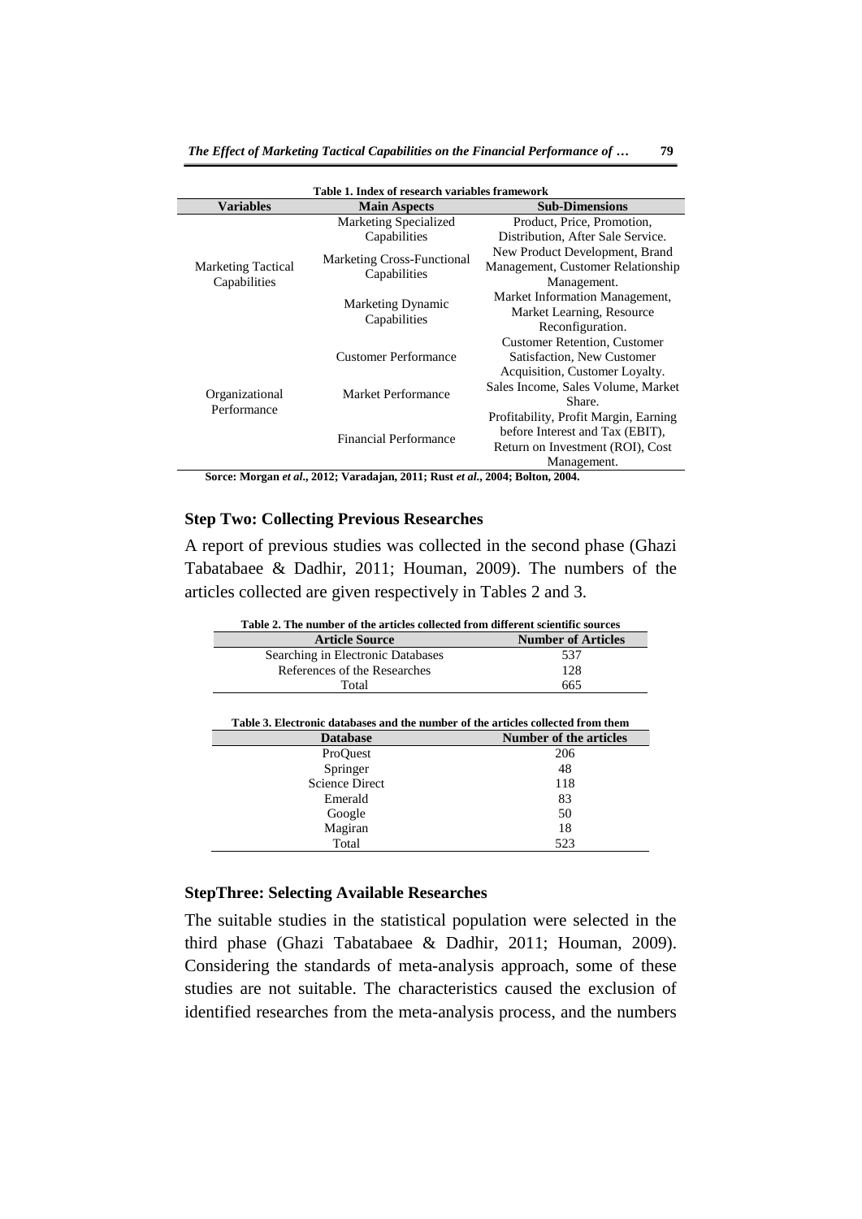Table 1. Index of research variables framework

| Variables | Main Aspects | Sub-Dimensions |
|---|---|---|
| Marketing Tactical Capabilities | Marketing Specialized Capabilities | Product, Price, Promotion, Distribution, After Sale Service. |
| | Marketing Cross-Functional Capabilities | New Product Development, Brand Management, Customer Relationship Management. |
| | Marketing Dynamic Capabilities | Market Information Management, Market Learning, Resource Reconfiguration. |
| Organizational Performance | Customer Performance | Customer Retention, Customer Satisfaction, New Customer Acquisition, Customer Loyalty. |
| | Market Performance | Sales Income, Sales Volume, Market Share. |
| | Financial Performance | Profitability, Profit Margin, Earning before Interest and Tax (EBIT), Return on Investment (ROI), Cost Management. |

**Sorce: Morgan *et al*., 2012; Varadajan, 2011; Rust *et al*., 2004; Bolton, 2004.**

### Step Two: Collecting Previous Researches

A report of previous studies was collected in the second phase (Ghazi Tabatabaee & Dadhir, 2011; Houman, 2009). The numbers of the articles collected are given respectively in Tables 2 and 3.

Table 2. The number of the articles collected from different scientific sources

| Article Source | Number of Articles |
|---|---|
| Searching in Electronic Databases | 537 |
| References of the Researches | 128 |
| Total | 665 |

Table 3. Electronic databases and the number of the articles collected from them

| Database | Number of the articles |
|---|---|
| ProQuest | 206 |
| Springer | 48 |
| Science Direct | 118 |
| Emerald | 83 |
| Google | 50 |
| Magiran | 18 |
| Total | 523 |

### StepThree: Selecting Available Researches

The suitable studies in the statistical population were selected in the third phase (Ghazi Tabatabaee & Dadhir, 2011; Houman, 2009). Considering the standards of meta-analysis approach, some of these studies are not suitable. The characteristics caused the exclusion of identified researches from the meta-analysis process, and the numbers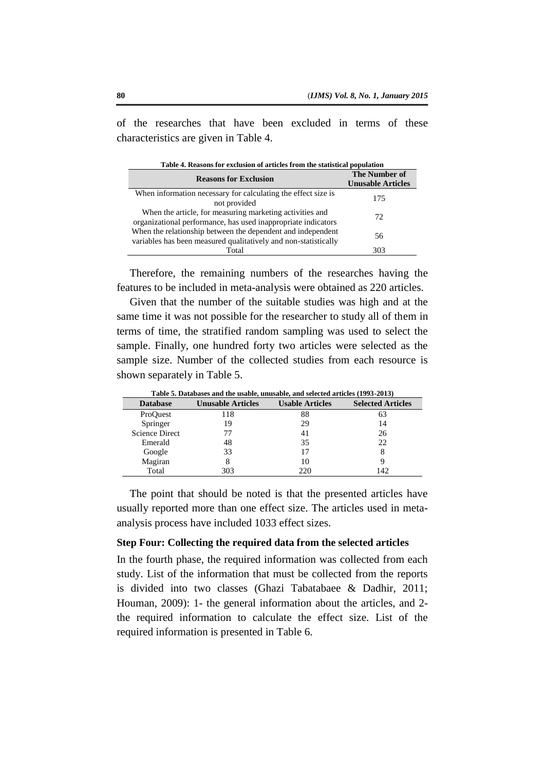of the researches that have been excluded in terms of these characteristics are given in Table 4.

**Table 4. Reasons for exclusion of articles from the statistical population**

| Reasons for Exclusion | The Number of Unusable Articles |
|---|---|
| When information necessary for calculating the effect size is not provided | 175 |
| When the article, for measuring marketing activities and organizational performance, has used inappropriate indicators | 72 |
| When the relationship between the dependent and independent variables has been measured qualitatively and non-statistically | 56 |
| Total | 303 |

Therefore, the remaining numbers of the researches having the features to be included in meta-analysis were obtained as 220 articles.

Given that the number of the suitable studies was high and at the same time it was not possible for the researcher to study all of them in terms of time, the stratified random sampling was used to select the sample. Finally, one hundred forty two articles were selected as the sample size. Number of the collected studies from each resource is shown separately in Table 5.

**Table 5. Databases and the usable, unusable, and selected articles (1993-2013)**

| Database | Unusable Articles | Usable Articles | Selected Articles |
|---|---|---|---|
| ProQuest | 118 | 88 | 63 |
| Springer | 19 | 29 | 14 |
| Science Direct | 77 | 41 | 26 |
| Emerald | 48 | 35 | 22 |
| Google | 33 | 17 | 8 |
| Magiran | 8 | 10 | 9 |
| Total | 303 | 220 | 142 |

The point that should be noted is that the presented articles have usually reported more than one effect size. The articles used in meta-analysis process have included 1033 effect sizes.

### Step Four: Collecting the required data from the selected articles

In the fourth phase, the required information was collected from each study. List of the information that must be collected from the reports is divided into two classes (Ghazi Tabatabaee & Dadhir, 2011; Houman, 2009): 1- the general information about the articles, and 2- the required information to calculate the effect size. List of the required information is presented in Table 6.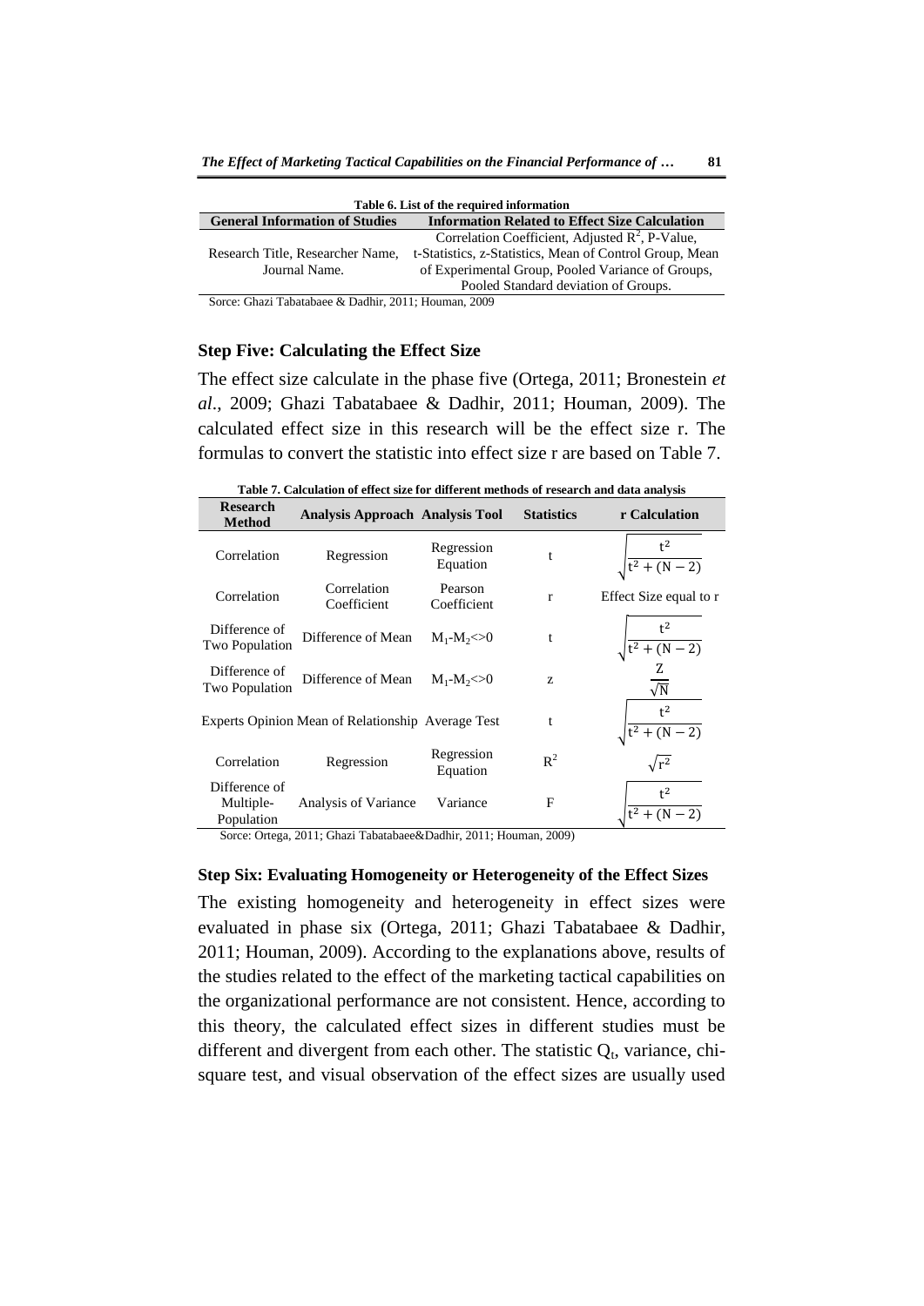**Table 6. List of the required information**

| General Information of Studies | Information Related to Effect Size Calculation |
|---|---|
| Research Title, Researcher Name, Journal Name. | Correlation Coefficient, Adjusted $R^2$, P-Value, t-Statistics, z-Statistics, Mean of Control Group, Mean of Experimental Group, Pooled Variance of Groups, Pooled Standard deviation of Groups. |

Sorce: Ghazi Tabatabaee & Dadhir, 2011; Houman, 2009

### Step Five: Calculating the Effect Size

The effect size calculate in the phase five (Ortega, 2011; Bronestein *et al*., 2009; Ghazi Tabatabaee & Dadhir, 2011; Houman, 2009). The calculated effect size in this research will be the effect size r. The formulas to convert the statistic into effect size r are based on Table 7.

**Table 7. Calculation of effect size for different methods of research and data analysis**

| Research Method | Analysis Approach | Analysis Tool | Statistics | r Calculation |
|---|---|---|---|---|
| Correlation | Regression | Regression Equation | t | $\sqrt{\frac{t^2}{t^2+(N-2)}}$ |
| Correlation | Correlation Coefficient | Pearson Coefficient | r | Effect Size equal to r |
| Difference of Two Population | Difference of Mean | $M_1$-$M_2$<>0 | t | $\sqrt{\frac{t^2}{t^2+(N-2)}}$ |
| Difference of Two Population | Difference of Mean | $M_1$-$M_2$<>0 | z | $\frac{Z}{\sqrt{N}}$ |
| Experts Opinion | Mean of Relationship | Average Test | t | $\sqrt{\frac{t^2}{t^2+(N-2)}}$ |
| Correlation | Regression | Regression Equation | $R^2$ | $\sqrt{r^2}$ |
| Difference of Multiple-Population | Analysis of Variance | Variance | F | $\sqrt{\frac{t^2}{t^2+(N-2)}}$ |

Sorce: Ortega, 2011; Ghazi Tabatabaee&Dadhir, 2011; Houman, 2009)

### Step Six: Evaluating Homogeneity or Heterogeneity of the Effect Sizes

The existing homogeneity and heterogeneity in effect sizes were evaluated in phase six (Ortega, 2011; Ghazi Tabatabaee & Dadhir, 2011; Houman, 2009). According to the explanations above, results of the studies related to the effect of the marketing tactical capabilities on the organizational performance are not consistent. Hence, according to this theory, the calculated effect sizes in different studies must be different and divergent from each other. The statistic $Q_t$, variance, chi-square test, and visual observation of the effect sizes are usually used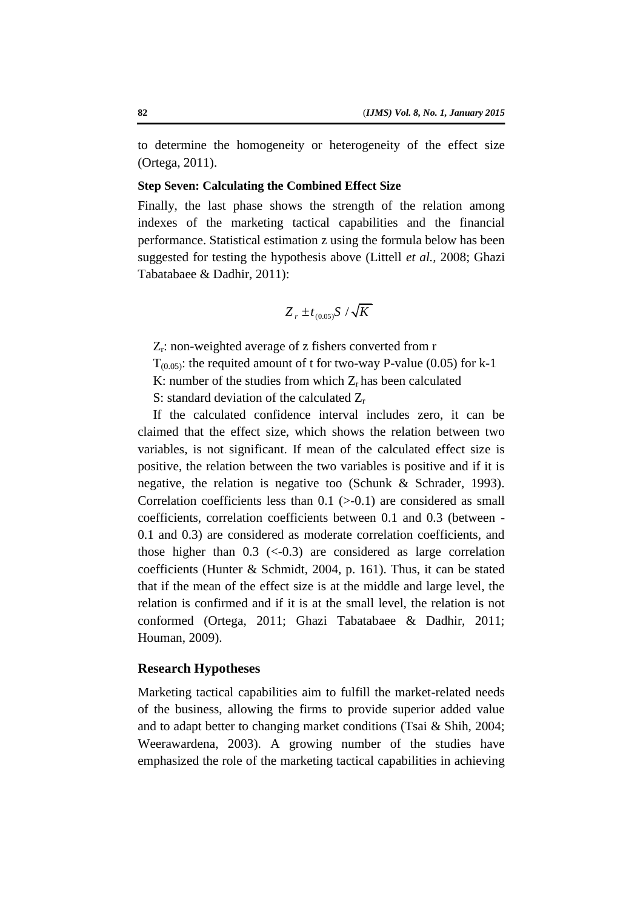to determine the homogeneity or heterogeneity of the effect size (Ortega, 2011).

**Step Seven: Calculating the Combined Effect Size**

Finally, the last phase shows the strength of the relation among indexes of the marketing tactical capabilities and the financial performance. Statistical estimation z using the formula below has been suggested for testing the hypothesis above (Littell *et al.*, 2008; Ghazi Tabatabaee & Dadhir, 2011):

$$Z_r \pm t_{(0.05)} S / \sqrt{K}$$

$Z_r$: non-weighted average of z fishers converted from r

$T_{(0.05)}$: the requited amount of t for two-way P-value (0.05) for k-1

K: number of the studies from which $Z_r$ has been calculated

S: standard deviation of the calculated $Z_r$

If the calculated confidence interval includes zero, it can be claimed that the effect size, which shows the relation between two variables, is not significant. If mean of the calculated effect size is positive, the relation between the two variables is positive and if it is negative, the relation is negative too (Schunk & Schrader, 1993). Correlation coefficients less than 0.1 (>-0.1) are considered as small coefficients, correlation coefficients between 0.1 and 0.3 (between -0.1 and 0.3) are considered as moderate correlation coefficients, and those higher than 0.3 (<-0.3) are considered as large correlation coefficients (Hunter & Schmidt, 2004, p. 161). Thus, it can be stated that if the mean of the effect size is at the middle and large level, the relation is confirmed and if it is at the small level, the relation is not conformed (Ortega, 2011; Ghazi Tabatabaee & Dadhir, 2011; Houman, 2009).

## Research Hypotheses

Marketing tactical capabilities aim to fulfill the market-related needs of the business, allowing the firms to provide superior added value and to adapt better to changing market conditions (Tsai & Shih, 2004; Weerawardena, 2003). A growing number of the studies have emphasized the role of the marketing tactical capabilities in achieving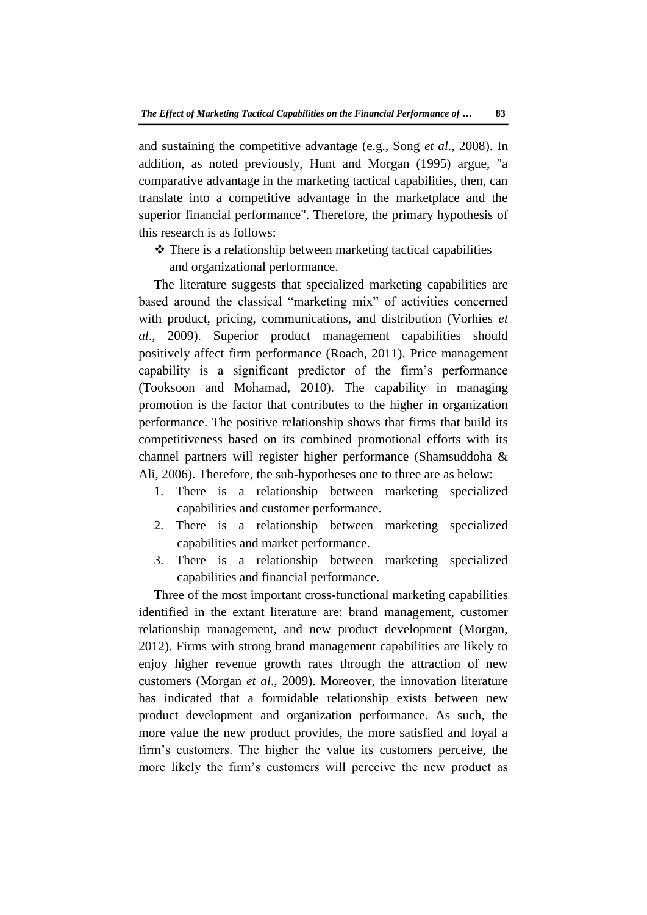and sustaining the competitive advantage (e.g., Song *et al.*, 2008). In addition, as noted previously, Hunt and Morgan (1995) argue, "a comparative advantage in the marketing tactical capabilities, then, can translate into a competitive advantage in the marketplace and the superior financial performance". Therefore, the primary hypothesis of this research is as follows:

- ❖ There is a relationship between marketing tactical capabilities and organizational performance.

The literature suggests that specialized marketing capabilities are based around the classical “marketing mix” of activities concerned with product, pricing, communications, and distribution (Vorhies *et al*., 2009). Superior product management capabilities should positively affect firm performance (Roach, 2011). Price management capability is a significant predictor of the firm’s performance (Tooksoon and Mohamad, 2010). The capability in managing promotion is the factor that contributes to the higher in organization performance. The positive relationship shows that firms that build its competitiveness based on its combined promotional efforts with its channel partners will register higher performance (Shamsuddoha & Ali, 2006). Therefore, the sub-hypotheses one to three are as below:

1. There is a relationship between marketing specialized capabilities and customer performance.
2. There is a relationship between marketing specialized capabilities and market performance.
3. There is a relationship between marketing specialized capabilities and financial performance.

Three of the most important cross-functional marketing capabilities identified in the extant literature are: brand management, customer relationship management, and new product development (Morgan, 2012). Firms with strong brand management capabilities are likely to enjoy higher revenue growth rates through the attraction of new customers (Morgan *et al*., 2009). Moreover, the innovation literature has indicated that a formidable relationship exists between new product development and organization performance. As such, the more value the new product provides, the more satisfied and loyal a firm’s customers. The higher the value its customers perceive, the more likely the firm’s customers will perceive the new product as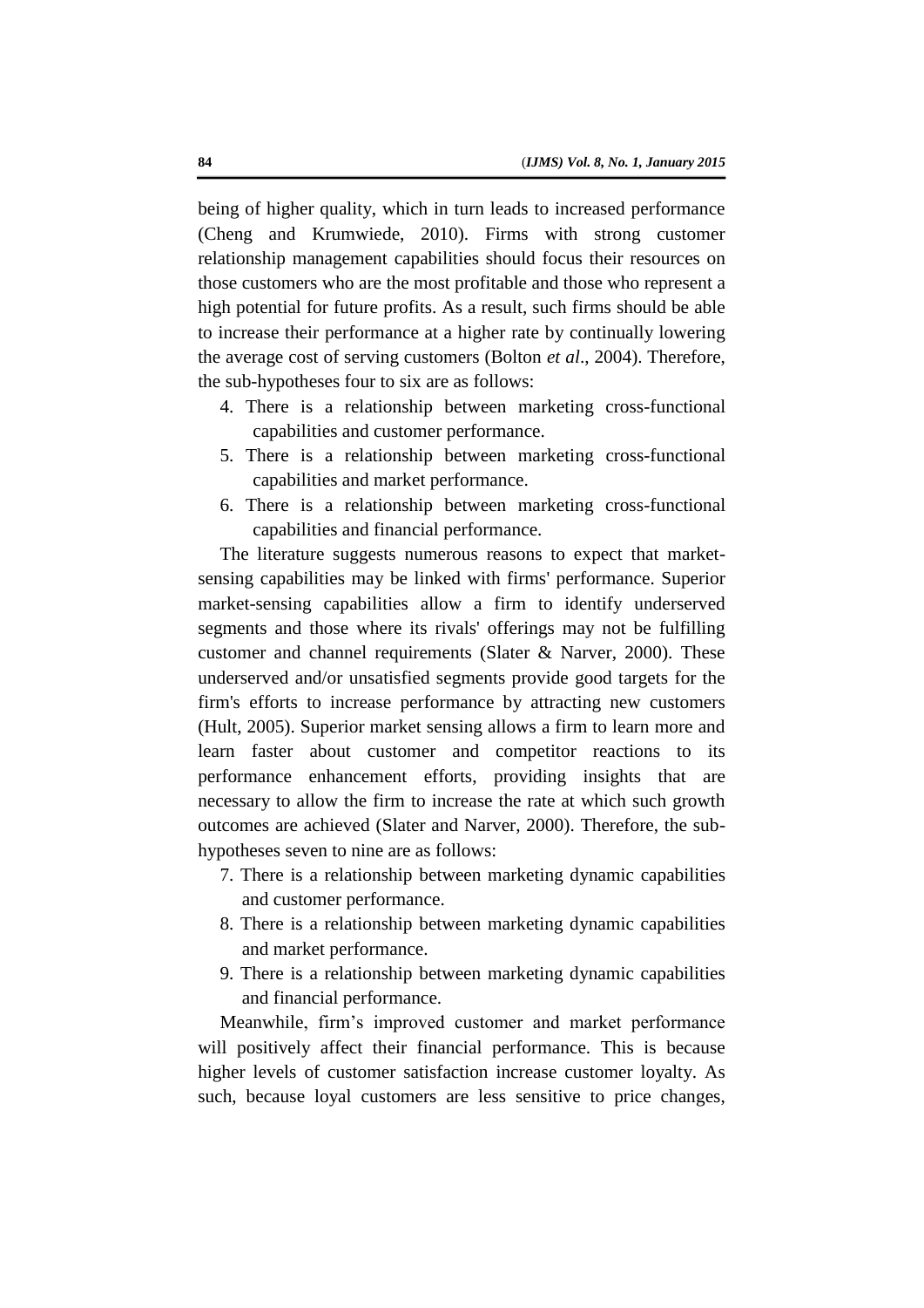being of higher quality, which in turn leads to increased performance (Cheng and Krumwiede, 2010). Firms with strong customer relationship management capabilities should focus their resources on those customers who are the most profitable and those who represent a high potential for future profits. As a result, such firms should be able to increase their performance at a higher rate by continually lowering the average cost of serving customers (Bolton *et al*., 2004). Therefore, the sub-hypotheses four to six are as follows:

4. There is a relationship between marketing cross-functional capabilities and customer performance.
5. There is a relationship between marketing cross-functional capabilities and market performance.
6. There is a relationship between marketing cross-functional capabilities and financial performance.

The literature suggests numerous reasons to expect that market-sensing capabilities may be linked with firms' performance. Superior market-sensing capabilities allow a firm to identify underserved segments and those where its rivals' offerings may not be fulfilling customer and channel requirements (Slater & Narver, 2000). These underserved and/or unsatisfied segments provide good targets for the firm's efforts to increase performance by attracting new customers (Hult, 2005). Superior market sensing allows a firm to learn more and learn faster about customer and competitor reactions to its performance enhancement efforts, providing insights that are necessary to allow the firm to increase the rate at which such growth outcomes are achieved (Slater and Narver, 2000). Therefore, the sub-hypotheses seven to nine are as follows:

7. There is a relationship between marketing dynamic capabilities and customer performance.
8. There is a relationship between marketing dynamic capabilities and market performance.
9. There is a relationship between marketing dynamic capabilities and financial performance.

Meanwhile, firm's improved customer and market performance will positively affect their financial performance. This is because higher levels of customer satisfaction increase customer loyalty. As such, because loyal customers are less sensitive to price changes,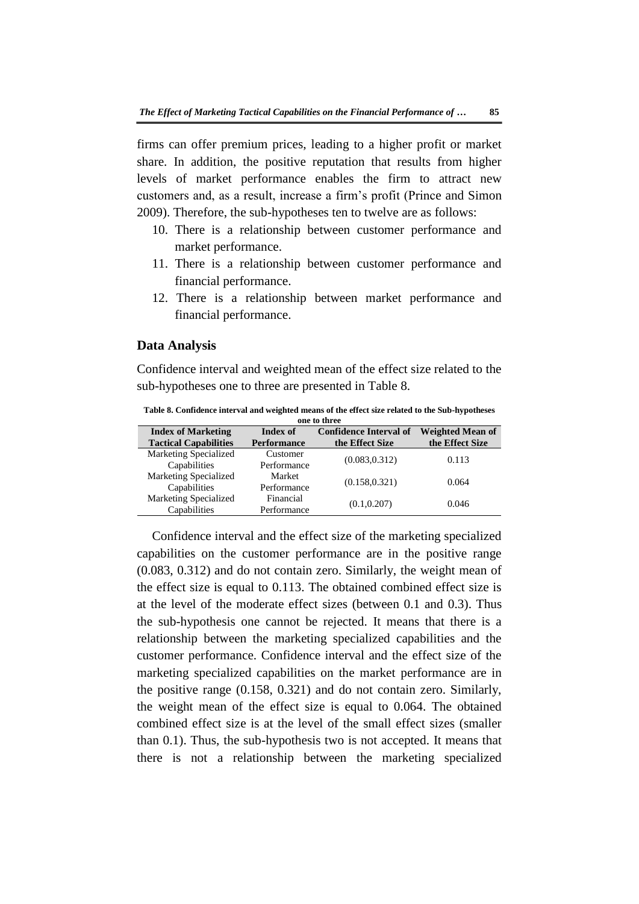firms can offer premium prices, leading to a higher profit or market share. In addition, the positive reputation that results from higher levels of market performance enables the firm to attract new customers and, as a result, increase a firm's profit (Prince and Simon 2009). Therefore, the sub-hypotheses ten to twelve are as follows:

10. There is a relationship between customer performance and market performance.
11. There is a relationship between customer performance and financial performance.
12. There is a relationship between market performance and financial performance.

## Data Analysis

Confidence interval and weighted mean of the effect size related to the sub-hypotheses one to three are presented in Table 8.

**Table 8. Confidence interval and weighted means of the effect size related to the Sub-hypotheses one to three**

| Index of Marketing Tactical Capabilities | Index of Performance | Confidence Interval of the Effect Size | Weighted Mean of the Effect Size |
|---|---|---|---|
| Marketing Specialized Capabilities | Customer Performance | (0.083,0.312) | 0.113 |
| Marketing Specialized Capabilities | Market Performance | (0.158,0.321) | 0.064 |
| Marketing Specialized Capabilities | Financial Performance | (0.1,0.207) | 0.046 |

Confidence interval and the effect size of the marketing specialized capabilities on the customer performance are in the positive range (0.083, 0.312) and do not contain zero. Similarly, the weight mean of the effect size is equal to 0.113. The obtained combined effect size is at the level of the moderate effect sizes (between 0.1 and 0.3). Thus the sub-hypothesis one cannot be rejected. It means that there is a relationship between the marketing specialized capabilities and the customer performance. Confidence interval and the effect size of the marketing specialized capabilities on the market performance are in the positive range (0.158, 0.321) and do not contain zero. Similarly, the weight mean of the effect size is equal to 0.064. The obtained combined effect size is at the level of the small effect sizes (smaller than 0.1). Thus, the sub-hypothesis two is not accepted. It means that there is not a relationship between the marketing specialized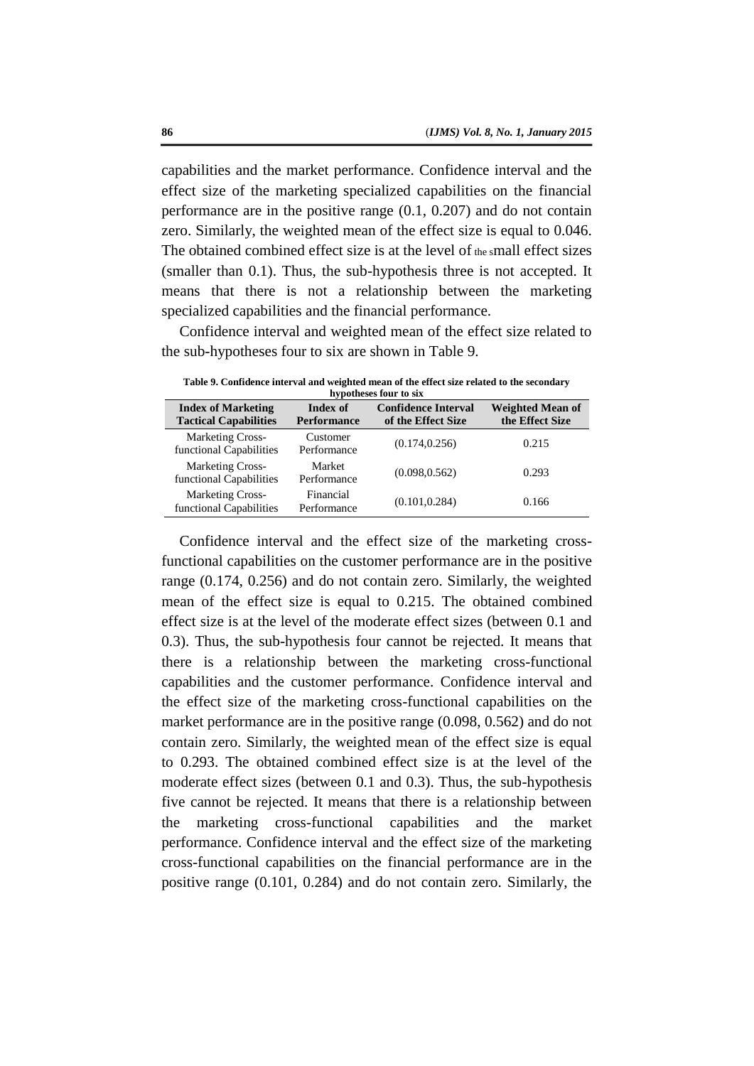capabilities and the market performance. Confidence interval and the effect size of the marketing specialized capabilities on the financial performance are in the positive range (0.1, 0.207) and do not contain zero. Similarly, the weighted mean of the effect size is equal to 0.046. The obtained combined effect size is at the level of the small effect sizes (smaller than 0.1). Thus, the sub-hypothesis three is not accepted. It means that there is not a relationship between the marketing specialized capabilities and the financial performance.

Confidence interval and weighted mean of the effect size related to the sub-hypotheses four to six are shown in Table 9.

**Table 9. Confidence interval and weighted mean of the effect size related to the secondary hypotheses four to six**

| Index of Marketing Tactical Capabilities | Index of Performance | Confidence Interval of the Effect Size | Weighted Mean of the Effect Size |
|---|---|---|---|
| Marketing Cross-functional Capabilities | Customer Performance | (0.174,0.256) | 0.215 |
| Marketing Cross-functional Capabilities | Market Performance | (0.098,0.562) | 0.293 |
| Marketing Cross-functional Capabilities | Financial Performance | (0.101,0.284) | 0.166 |

Confidence interval and the effect size of the marketing cross-functional capabilities on the customer performance are in the positive range (0.174, 0.256) and do not contain zero. Similarly, the weighted mean of the effect size is equal to 0.215. The obtained combined effect size is at the level of the moderate effect sizes (between 0.1 and 0.3). Thus, the sub-hypothesis four cannot be rejected. It means that there is a relationship between the marketing cross-functional capabilities and the customer performance. Confidence interval and the effect size of the marketing cross-functional capabilities on the market performance are in the positive range (0.098, 0.562) and do not contain zero. Similarly, the weighted mean of the effect size is equal to 0.293. The obtained combined effect size is at the level of the moderate effect sizes (between 0.1 and 0.3). Thus, the sub-hypothesis five cannot be rejected. It means that there is a relationship between the marketing cross-functional capabilities and the market performance. Confidence interval and the effect size of the marketing cross-functional capabilities on the financial performance are in the positive range (0.101, 0.284) and do not contain zero. Similarly, the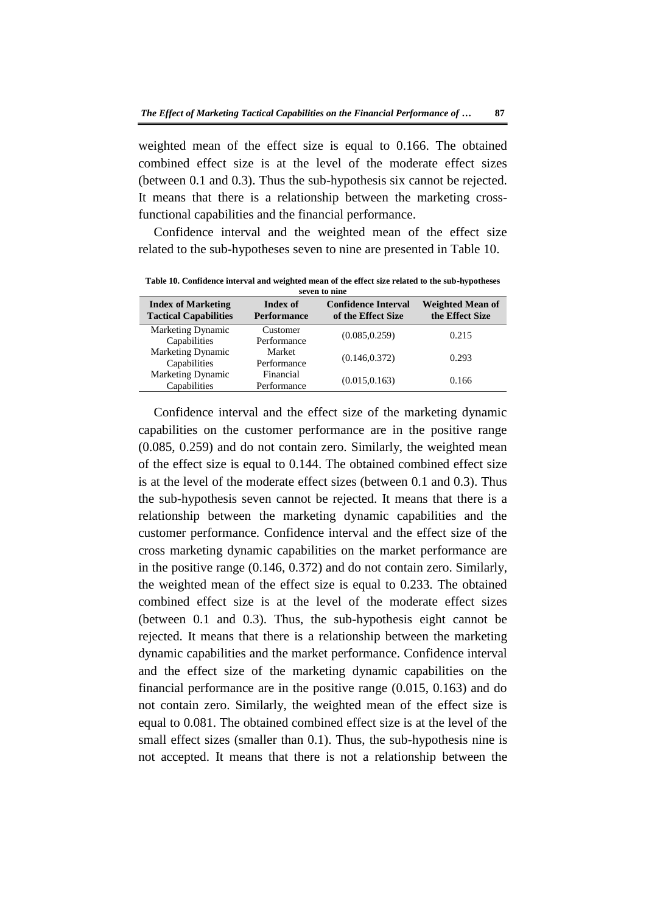weighted mean of the effect size is equal to 0.166. The obtained combined effect size is at the level of the moderate effect sizes (between 0.1 and 0.3). Thus the sub-hypothesis six cannot be rejected. It means that there is a relationship between the marketing cross-functional capabilities and the financial performance.

Confidence interval and the weighted mean of the effect size related to the sub-hypotheses seven to nine are presented in Table 10.

**Table 10. Confidence interval and weighted mean of the effect size related to the sub-hypotheses seven to nine**

| Index of Marketing Tactical Capabilities | Index of Performance | Confidence Interval of the Effect Size | Weighted Mean of the Effect Size |
|---|---|---|---|
| Marketing Dynamic Capabilities | Customer Performance | (0.085,0.259) | 0.215 |
| Marketing Dynamic Capabilities | Market Performance | (0.146,0.372) | 0.293 |
| Marketing Dynamic Capabilities | Financial Performance | (0.015,0.163) | 0.166 |

Confidence interval and the effect size of the marketing dynamic capabilities on the customer performance are in the positive range (0.085, 0.259) and do not contain zero. Similarly, the weighted mean of the effect size is equal to 0.144. The obtained combined effect size is at the level of the moderate effect sizes (between 0.1 and 0.3). Thus the sub-hypothesis seven cannot be rejected. It means that there is a relationship between the marketing dynamic capabilities and the customer performance. Confidence interval and the effect size of the cross marketing dynamic capabilities on the market performance are in the positive range (0.146, 0.372) and do not contain zero. Similarly, the weighted mean of the effect size is equal to 0.233. The obtained combined effect size is at the level of the moderate effect sizes (between 0.1 and 0.3). Thus, the sub-hypothesis eight cannot be rejected. It means that there is a relationship between the marketing dynamic capabilities and the market performance. Confidence interval and the effect size of the marketing dynamic capabilities on the financial performance are in the positive range (0.015, 0.163) and do not contain zero. Similarly, the weighted mean of the effect size is equal to 0.081. The obtained combined effect size is at the level of the small effect sizes (smaller than 0.1). Thus, the sub-hypothesis nine is not accepted. It means that there is not a relationship between the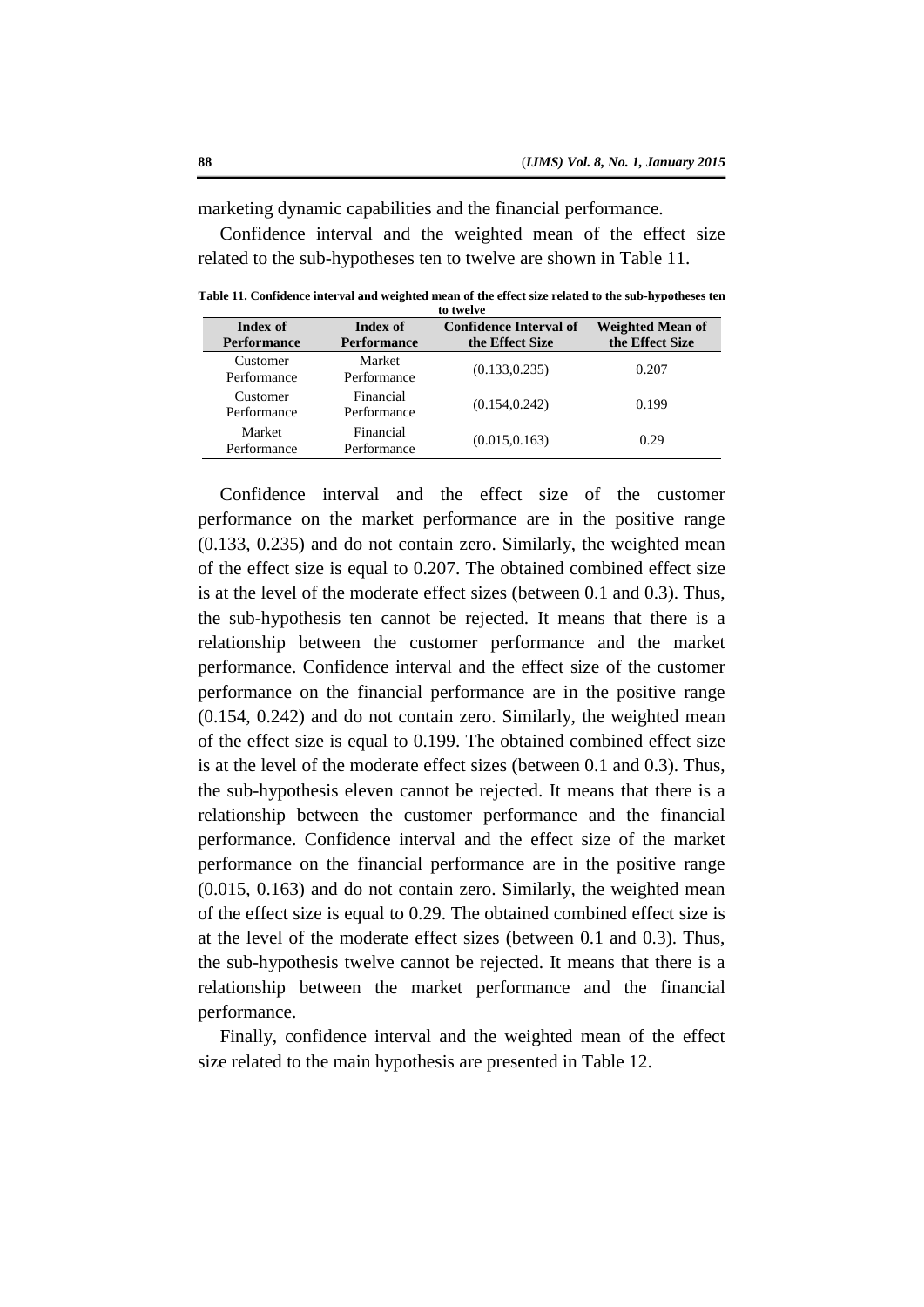marketing dynamic capabilities and the financial performance.

Confidence interval and the weighted mean of the effect size related to the sub-hypotheses ten to twelve are shown in Table 11.

**Table 11. Confidence interval and weighted mean of the effect size related to the sub-hypotheses ten to twelve**

| Index of Performance | Index of Performance | Confidence Interval of the Effect Size | Weighted Mean of the Effect Size |
|---|---|---|---|
| Customer Performance | Market Performance | (0.133,0.235) | 0.207 |
| Customer Performance | Financial Performance | (0.154,0.242) | 0.199 |
| Market Performance | Financial Performance | (0.015,0.163) | 0.29 |

Confidence interval and the effect size of the customer performance on the market performance are in the positive range (0.133, 0.235) and do not contain zero. Similarly, the weighted mean of the effect size is equal to 0.207. The obtained combined effect size is at the level of the moderate effect sizes (between 0.1 and 0.3). Thus, the sub-hypothesis ten cannot be rejected. It means that there is a relationship between the customer performance and the market performance. Confidence interval and the effect size of the customer performance on the financial performance are in the positive range (0.154, 0.242) and do not contain zero. Similarly, the weighted mean of the effect size is equal to 0.199. The obtained combined effect size is at the level of the moderate effect sizes (between 0.1 and 0.3). Thus, the sub-hypothesis eleven cannot be rejected. It means that there is a relationship between the customer performance and the financial performance. Confidence interval and the effect size of the market performance on the financial performance are in the positive range (0.015, 0.163) and do not contain zero. Similarly, the weighted mean of the effect size is equal to 0.29. The obtained combined effect size is at the level of the moderate effect sizes (between 0.1 and 0.3). Thus, the sub-hypothesis twelve cannot be rejected. It means that there is a relationship between the market performance and the financial performance.

Finally, confidence interval and the weighted mean of the effect size related to the main hypothesis are presented in Table 12.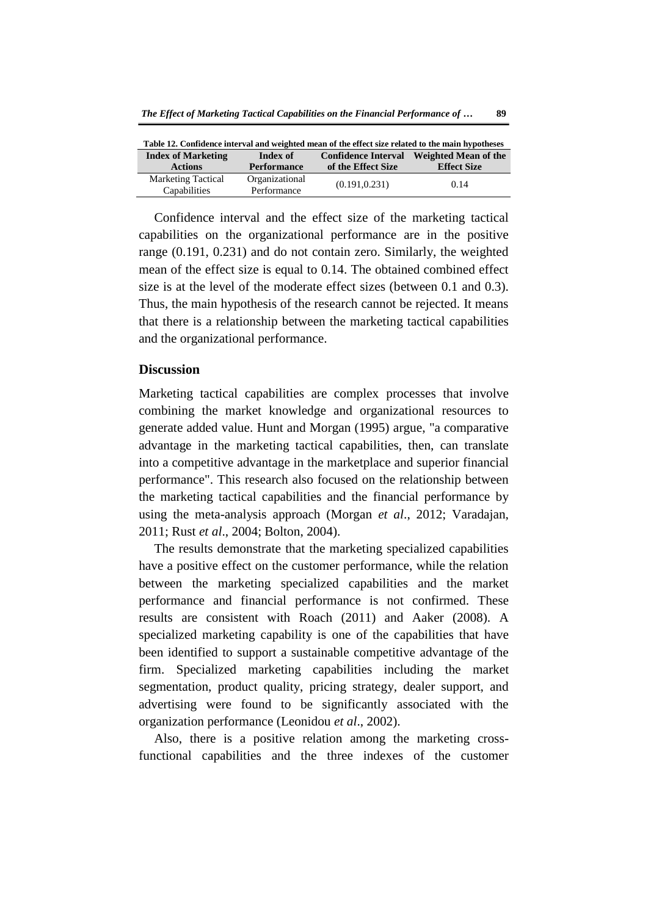**Table 12. Confidence interval and weighted mean of the effect size related to the main hypotheses**

| Index of Marketing Actions | Index of Performance | Confidence Interval of the Effect Size | Weighted Mean of the Effect Size |
|---|---|---|---|
| Marketing Tactical Capabilities | Organizational Performance | (0.191,0.231) | 0.14 |

Confidence interval and the effect size of the marketing tactical capabilities on the organizational performance are in the positive range (0.191, 0.231) and do not contain zero. Similarly, the weighted mean of the effect size is equal to 0.14. The obtained combined effect size is at the level of the moderate effect sizes (between 0.1 and 0.3). Thus, the main hypothesis of the research cannot be rejected. It means that there is a relationship between the marketing tactical capabilities and the organizational performance.

## Discussion

Marketing tactical capabilities are complex processes that involve combining the market knowledge and organizational resources to generate added value. Hunt and Morgan (1995) argue, "a comparative advantage in the marketing tactical capabilities, then, can translate into a competitive advantage in the marketplace and superior financial performance". This research also focused on the relationship between the marketing tactical capabilities and the financial performance by using the meta-analysis approach (Morgan *et al*., 2012; Varadajan, 2011; Rust *et al*., 2004; Bolton, 2004).

The results demonstrate that the marketing specialized capabilities have a positive effect on the customer performance, while the relation between the marketing specialized capabilities and the market performance and financial performance is not confirmed. These results are consistent with Roach (2011) and Aaker (2008). A specialized marketing capability is one of the capabilities that have been identified to support a sustainable competitive advantage of the firm. Specialized marketing capabilities including the market segmentation, product quality, pricing strategy, dealer support, and advertising were found to be significantly associated with the organization performance (Leonidou *et al*., 2002).

Also, there is a positive relation among the marketing cross-functional capabilities and the three indexes of the customer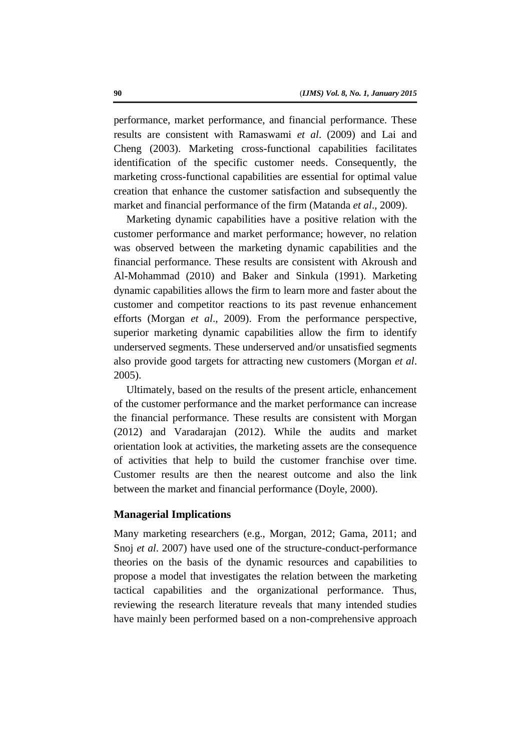performance, market performance, and financial performance. These results are consistent with Ramaswami *et al*. (2009) and Lai and Cheng (2003). Marketing cross-functional capabilities facilitates identification of the specific customer needs. Consequently, the marketing cross-functional capabilities are essential for optimal value creation that enhance the customer satisfaction and subsequently the market and financial performance of the firm (Matanda *et al*., 2009).

Marketing dynamic capabilities have a positive relation with the customer performance and market performance; however, no relation was observed between the marketing dynamic capabilities and the financial performance. These results are consistent with Akroush and Al-Mohammad (2010) and Baker and Sinkula (1991). Marketing dynamic capabilities allows the firm to learn more and faster about the customer and competitor reactions to its past revenue enhancement efforts (Morgan *et al*., 2009). From the performance perspective, superior marketing dynamic capabilities allow the firm to identify underserved segments. These underserved and/or unsatisfied segments also provide good targets for attracting new customers (Morgan *et al*. 2005).

Ultimately, based on the results of the present article, enhancement of the customer performance and the market performance can increase the financial performance. These results are consistent with Morgan (2012) and Varadarajan (2012). While the audits and market orientation look at activities, the marketing assets are the consequence of activities that help to build the customer franchise over time. Customer results are then the nearest outcome and also the link between the market and financial performance (Doyle, 2000).

## Managerial Implications

Many marketing researchers (e.g., Morgan, 2012; Gama, 2011; and Snoj *et al*. 2007) have used one of the structure-conduct-performance theories on the basis of the dynamic resources and capabilities to propose a model that investigates the relation between the marketing tactical capabilities and the organizational performance. Thus, reviewing the research literature reveals that many intended studies have mainly been performed based on a non-comprehensive approach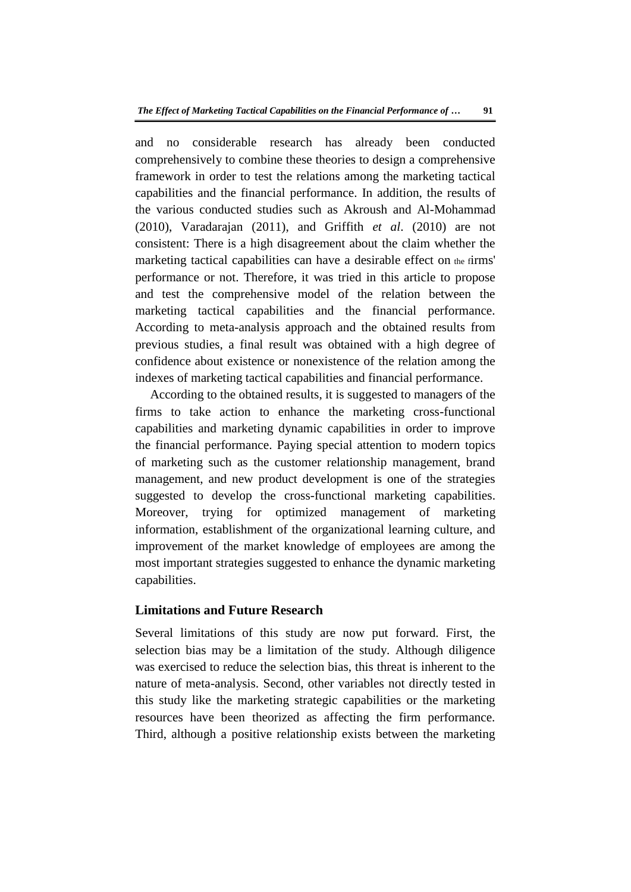and no considerable research has already been conducted comprehensively to combine these theories to design a comprehensive framework in order to test the relations among the marketing tactical capabilities and the financial performance. In addition, the results of the various conducted studies such as Akroush and Al-Mohammad (2010), Varadarajan (2011), and Griffith *et al*. (2010) are not consistent: There is a high disagreement about the claim whether the marketing tactical capabilities can have a desirable effect on the firms' performance or not. Therefore, it was tried in this article to propose and test the comprehensive model of the relation between the marketing tactical capabilities and the financial performance. According to meta-analysis approach and the obtained results from previous studies, a final result was obtained with a high degree of confidence about existence or nonexistence of the relation among the indexes of marketing tactical capabilities and financial performance.

According to the obtained results, it is suggested to managers of the firms to take action to enhance the marketing cross-functional capabilities and marketing dynamic capabilities in order to improve the financial performance. Paying special attention to modern topics of marketing such as the customer relationship management, brand management, and new product development is one of the strategies suggested to develop the cross-functional marketing capabilities. Moreover, trying for optimized management of marketing information, establishment of the organizational learning culture, and improvement of the market knowledge of employees are among the most important strategies suggested to enhance the dynamic marketing capabilities.

## Limitations and Future Research

Several limitations of this study are now put forward. First, the selection bias may be a limitation of the study. Although diligence was exercised to reduce the selection bias, this threat is inherent to the nature of meta-analysis. Second, other variables not directly tested in this study like the marketing strategic capabilities or the marketing resources have been theorized as affecting the firm performance. Third, although a positive relationship exists between the marketing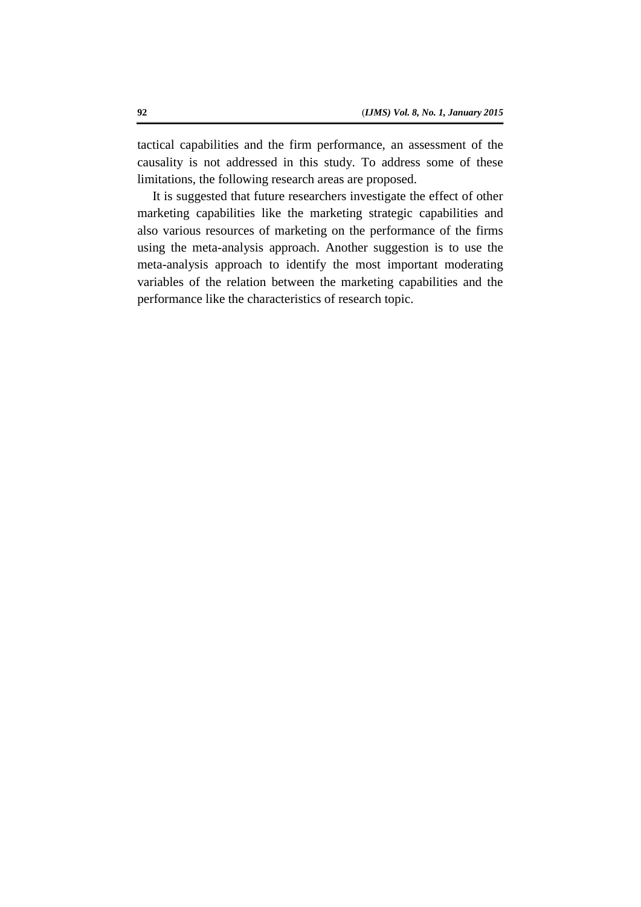tactical capabilities and the firm performance, an assessment of the causality is not addressed in this study. To address some of these limitations, the following research areas are proposed.

It is suggested that future researchers investigate the effect of other marketing capabilities like the marketing strategic capabilities and also various resources of marketing on the performance of the firms using the meta-analysis approach. Another suggestion is to use the meta-analysis approach to identify the most important moderating variables of the relation between the marketing capabilities and the performance like the characteristics of research topic.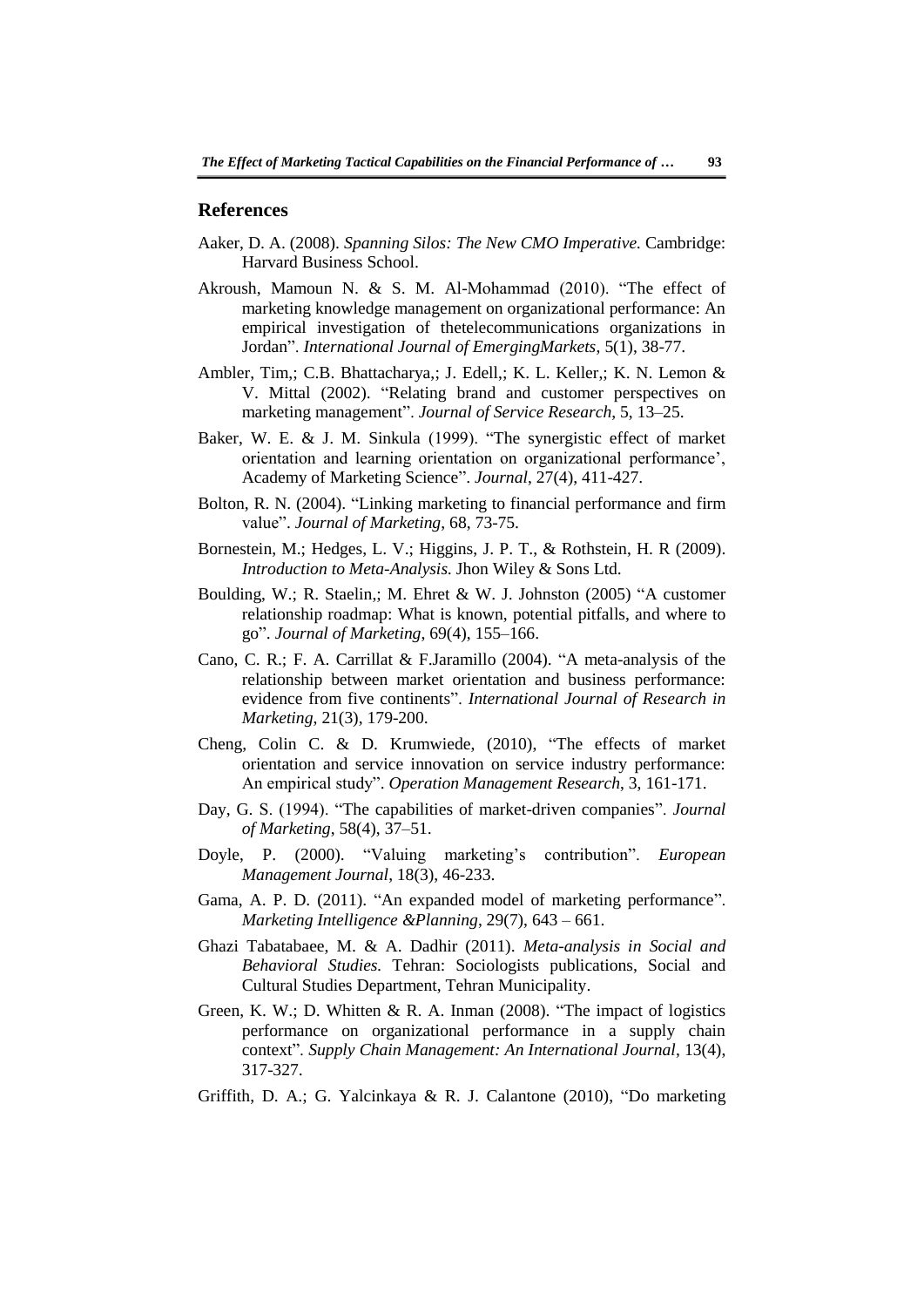## References

Aaker, D. A. (2008). *Spanning Silos: The New CMO Imperative.* Cambridge: Harvard Business School.

Akroush, Mamoun N. & S. M. Al-Mohammad (2010). "The effect of marketing knowledge management on organizational performance: An empirical investigation of thetelecommunications organizations in Jordan". *International Journal of EmergingMarkets*, 5(1), 38-77.

Ambler, Tim,; C.B. Bhattacharya,; J. Edell,; K. L. Keller,; K. N. Lemon & V. Mittal (2002). "Relating brand and customer perspectives on marketing management". *Journal of Service Research*, 5, 13–25.

Baker, W. E. & J. M. Sinkula (1999). "The synergistic effect of market orientation and learning orientation on organizational performance', Academy of Marketing Science". *Journal*, 27(4), 411-427.

Bolton, R. N. (2004). "Linking marketing to financial performance and firm value". *Journal of Marketing*, 68, 73-75.

Bornestein, M.; Hedges, L. V.; Higgins, J. P. T., & Rothstein, H. R (2009). *Introduction to Meta-Analysis.* Jhon Wiley & Sons Ltd.

Boulding, W.; R. Staelin,; M. Ehret & W. J. Johnston (2005) "A customer relationship roadmap: What is known, potential pitfalls, and where to go". *Journal of Marketing*, 69(4), 155–166.

Cano, C. R.; F. A. Carrillat & F.Jaramillo (2004). "A meta-analysis of the relationship between market orientation and business performance: evidence from five continents". *International Journal of Research in Marketing*, 21(3), 179-200.

Cheng, Colin C. & D. Krumwiede, (2010), "The effects of market orientation and service innovation on service industry performance: An empirical study". *Operation Management Research*, 3, 161-171.

Day, G. S. (1994). "The capabilities of market-driven companies". *Journal of Marketing*, 58(4), 37–51.

Doyle, P. (2000). "Valuing marketing's contribution". *European Management Journal*, 18(3), 46-233.

Gama, A. P. D. (2011). "An expanded model of marketing performance". *Marketing Intelligence &Planning*, 29(7), 643 – 661.

Ghazi Tabatabaee, M. & A. Dadhir (2011). *Meta-analysis in Social and Behavioral Studies.* Tehran: Sociologists publications, Social and Cultural Studies Department, Tehran Municipality.

Green, K. W.; D. Whitten & R. A. Inman (2008). "The impact of logistics performance on organizational performance in a supply chain context". *Supply Chain Management: An International Journal*, 13(4), 317-327.

Griffith, D. A.; G. Yalcinkaya & R. J. Calantone (2010), "Do marketing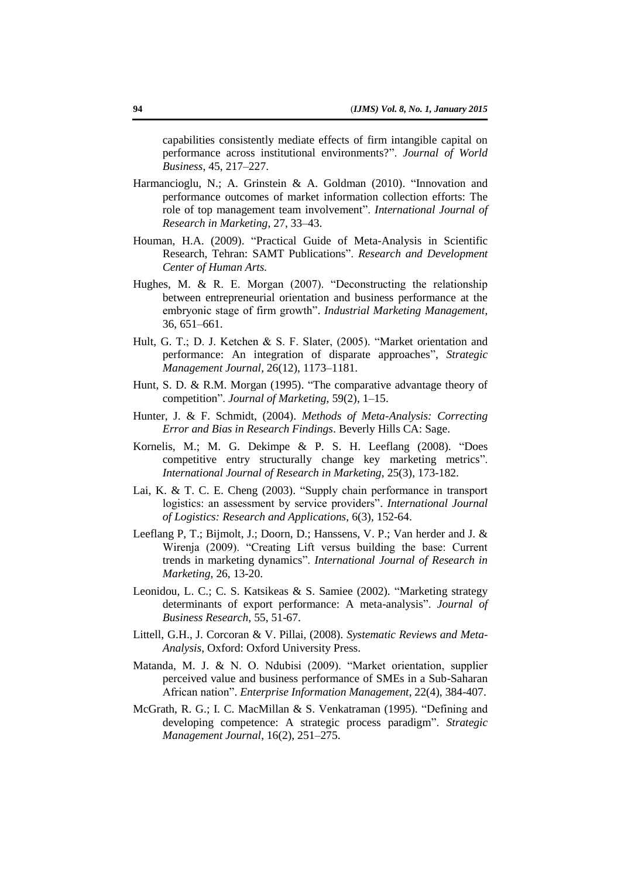capabilities consistently mediate effects of firm intangible capital on performance across institutional environments?". *Journal of World Business*, 45, 217–227.

Harmancioglu, N.; A. Grinstein & A. Goldman (2010). "Innovation and performance outcomes of market information collection efforts: The role of top management team involvement". *International Journal of Research in Marketing*, 27, 33–43.

Houman, H.A. (2009). "Practical Guide of Meta-Analysis in Scientific Research, Tehran: SAMT Publications". *Research and Development Center of Human Arts.*

Hughes, M. & R. E. Morgan (2007). "Deconstructing the relationship between entrepreneurial orientation and business performance at the embryonic stage of firm growth". *Industrial Marketing Management*, 36, 651–661.

Hult, G. T.; D. J. Ketchen & S. F. Slater, (2005). "Market orientation and performance: An integration of disparate approaches", *Strategic Management Journal*, 26(12), 1173–1181.

Hunt, S. D. & R.M. Morgan (1995). "The comparative advantage theory of competition". *Journal of Marketing*, 59(2), 1–15.

Hunter, J. & F. Schmidt, (2004). *Methods of Meta-Analysis: Correcting Error and Bias in Research Findings*. Beverly Hills CA: Sage.

Kornelis, M.; M. G. Dekimpe & P. S. H. Leeflang (2008). "Does competitive entry structurally change key marketing metrics". *International Journal of Research in Marketing*, 25(3), 173-182.

Lai, K. & T. C. E. Cheng (2003). "Supply chain performance in transport logistics: an assessment by service providers". *International Journal of Logistics: Research and Applications*, 6(3), 152-64.

Leeflang P, T.; Bijmolt, J.; Doorn, D.; Hanssens, V. P.; Van herder and J. & Wirenja (2009). "Creating Lift versus building the base: Current trends in marketing dynamics". *International Journal of Research in Marketing*, 26, 13-20.

Leonidou, L. C.; C. S. Katsikeas & S. Samiee (2002). "Marketing strategy determinants of export performance: A meta-analysis". *Journal of Business Research*, 55, 51-67.

Littell, G.H., J. Corcoran & V. Pillai, (2008). *Systematic Reviews and Meta-Analysis*, Oxford: Oxford University Press.

Matanda, M. J. & N. O. Ndubisi (2009). "Market orientation, supplier perceived value and business performance of SMEs in a Sub-Saharan African nation". *Enterprise Information Management*, 22(4), 384-407.

McGrath, R. G.; I. C. MacMillan & S. Venkatraman (1995). "Defining and developing competence: A strategic process paradigm". *Strategic Management Journal*, 16(2), 251–275.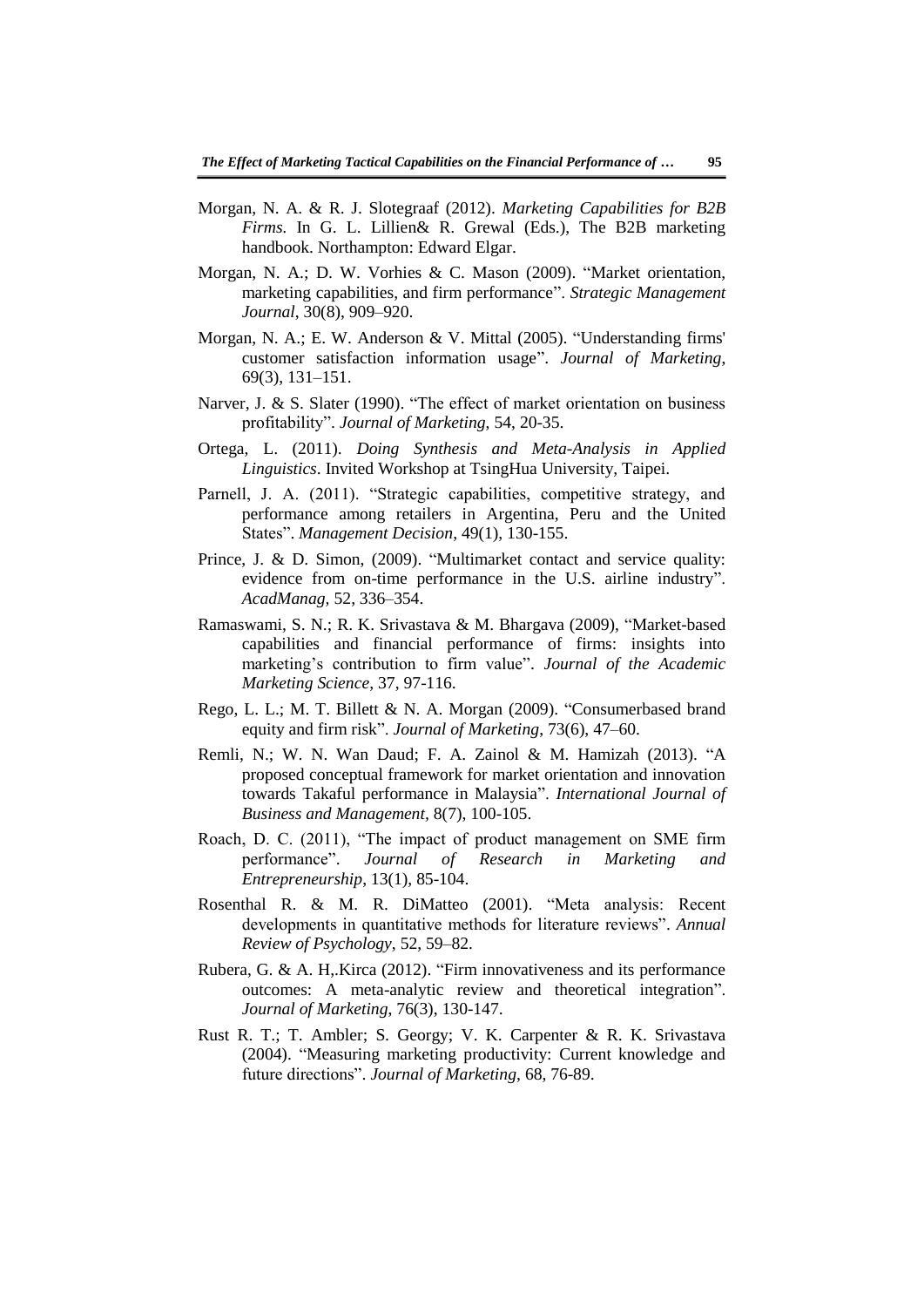Morgan, N. A. & R. J. Slotegraaf (2012). *Marketing Capabilities for B2B Firms.* In G. L. Lillien& R. Grewal (Eds.), The B2B marketing handbook. Northampton: Edward Elgar.

Morgan, N. A.; D. W. Vorhies & C. Mason (2009). "Market orientation, marketing capabilities, and firm performance". *Strategic Management Journal*, 30(8), 909–920.

Morgan, N. A.; E. W. Anderson & V. Mittal (2005). "Understanding firms' customer satisfaction information usage". *Journal of Marketing*, 69(3), 131–151.

Narver, J. & S. Slater (1990). "The effect of market orientation on business profitability". *Journal of Marketing*, 54, 20-35.

Ortega, L. (2011). *Doing Synthesis and Meta-Analysis in Applied Linguistics*. Invited Workshop at TsingHua University, Taipei.

Parnell, J. A. (2011). "Strategic capabilities, competitive strategy, and performance among retailers in Argentina, Peru and the United States". *Management Decision*, 49(1), 130-155.

Prince, J. & D. Simon, (2009). "Multimarket contact and service quality: evidence from on-time performance in the U.S. airline industry". *AcadManag*, 52, 336–354.

Ramaswami, S. N.; R. K. Srivastava & M. Bhargava (2009), "Market-based capabilities and financial performance of firms: insights into marketing's contribution to firm value". *Journal of the Academic Marketing Science*, 37, 97-116.

Rego, L. L.; M. T. Billett & N. A. Morgan (2009). "Consumerbased brand equity and firm risk". *Journal of Marketing*, 73(6), 47–60.

Remli, N.; W. N. Wan Daud; F. A. Zainol & M. Hamizah (2013). "A proposed conceptual framework for market orientation and innovation towards Takaful performance in Malaysia". *International Journal of Business and Management*, 8(7), 100-105.

Roach, D. C. (2011), "The impact of product management on SME firm performance". *Journal of Research in Marketing and Entrepreneurship*, 13(1), 85-104.

Rosenthal R. & M. R. DiMatteo (2001). "Meta analysis: Recent developments in quantitative methods for literature reviews". *Annual Review of Psychology*, 52, 59–82.

Rubera, G. & A. H,.Kirca (2012). "Firm innovativeness and its performance outcomes: A meta-analytic review and theoretical integration". *Journal of Marketing*, 76(3), 130-147.

Rust R. T.; T. Ambler; S. Georgy; V. K. Carpenter & R. K. Srivastava (2004). "Measuring marketing productivity: Current knowledge and future directions". *Journal of Marketing*, 68, 76-89.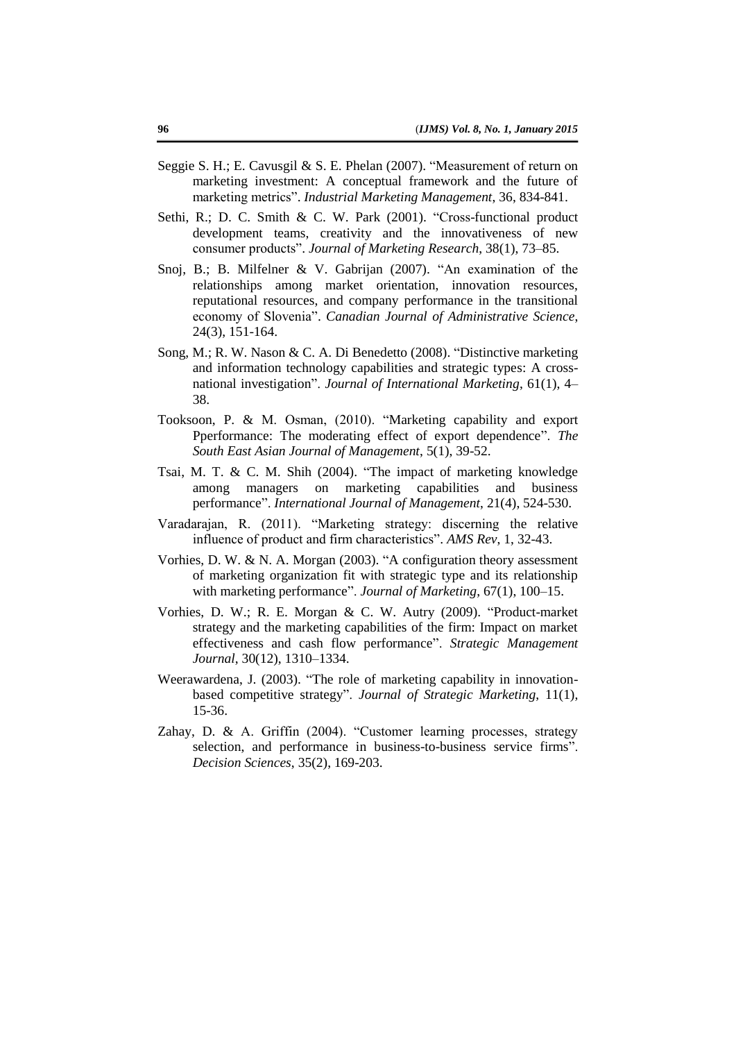Seggie S. H.; E. Cavusgil & S. E. Phelan (2007). "Measurement of return on marketing investment: A conceptual framework and the future of marketing metrics". *Industrial Marketing Management*, 36, 834-841.

Sethi, R.; D. C. Smith & C. W. Park (2001). "Cross-functional product development teams, creativity and the innovativeness of new consumer products". *Journal of Marketing Research*, 38(1), 73–85.

Snoj, B.; B. Milfelner & V. Gabrijan (2007). "An examination of the relationships among market orientation, innovation resources, reputational resources, and company performance in the transitional economy of Slovenia". *Canadian Journal of Administrative Science*, 24(3), 151-164.

Song, M.; R. W. Nason & C. A. Di Benedetto (2008). "Distinctive marketing and information technology capabilities and strategic types: A cross-national investigation". *Journal of International Marketing*, 61(1), 4–38.

Tooksoon, P. & M. Osman, (2010). "Marketing capability and export Pperformance: The moderating effect of export dependence". *The South East Asian Journal of Management*, 5(1), 39-52.

Tsai, M. T. & C. M. Shih (2004). "The impact of marketing knowledge among managers on marketing capabilities and business performance". *International Journal of Management*, 21(4), 524-530.

Varadarajan, R. (2011). "Marketing strategy: discerning the relative influence of product and firm characteristics". *AMS Rev*, 1, 32-43.

Vorhies, D. W. & N. A. Morgan (2003). "A configuration theory assessment of marketing organization fit with strategic type and its relationship with marketing performance". *Journal of Marketing*, 67(1), 100–15.

Vorhies, D. W.; R. E. Morgan & C. W. Autry (2009). "Product-market strategy and the marketing capabilities of the firm: Impact on market effectiveness and cash flow performance". *Strategic Management Journal*, 30(12), 1310–1334.

Weerawardena, J. (2003). "The role of marketing capability in innovation-based competitive strategy". *Journal of Strategic Marketing*, 11(1), 15-36.

Zahay, D. & A. Griffin (2004). "Customer learning processes, strategy selection, and performance in business-to-business service firms". *Decision Sciences*, 35(2), 169-203.